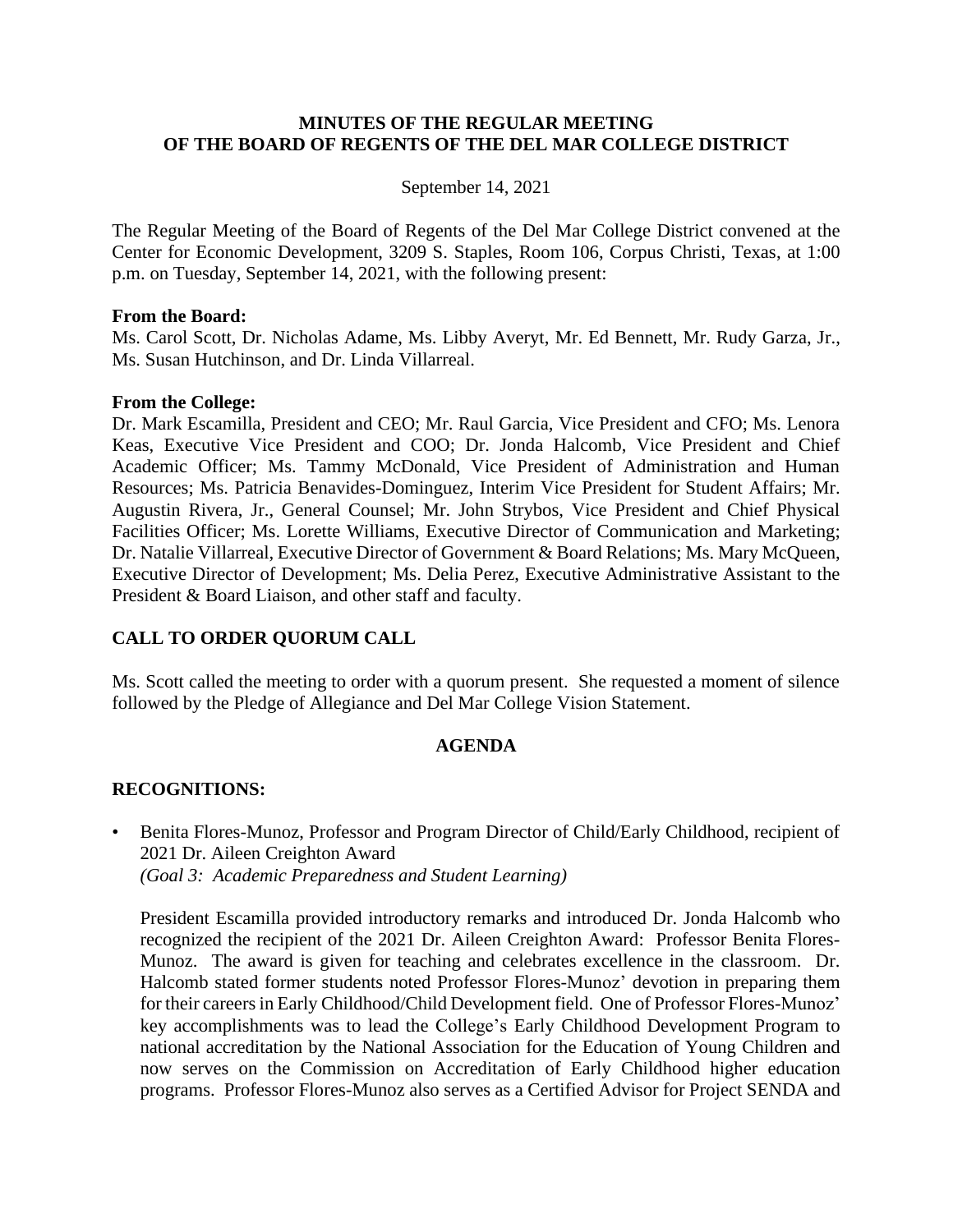**MINUTES OF THE REGULAR MEETING**
**OF THE BOARD OF REGENTS OF THE DEL MAR COLLEGE DISTRICT**

September 14, 2021

The Regular Meeting of the Board of Regents of the Del Mar College District convened at the Center for Economic Development, 3209 S. Staples, Room 106, Corpus Christi, Texas, at 1:00 p.m. on Tuesday, September 14, 2021, with the following present:

**From the Board:**
Ms. Carol Scott, Dr. Nicholas Adame, Ms. Libby Averyt, Mr. Ed Bennett, Mr. Rudy Garza, Jr., Ms. Susan Hutchinson, and Dr. Linda Villarreal.

**From the College:**
Dr. Mark Escamilla, President and CEO; Mr. Raul Garcia, Vice President and CFO; Ms. Lenora Keas, Executive Vice President and COO; Dr. Jonda Halcomb, Vice President and Chief Academic Officer; Ms. Tammy McDonald, Vice President of Administration and Human Resources; Ms. Patricia Benavides-Dominguez, Interim Vice President for Student Affairs; Mr. Augustin Rivera, Jr., General Counsel; Mr. John Strybos, Vice President and Chief Physical Facilities Officer; Ms. Lorette Williams, Executive Director of Communication and Marketing; Dr. Natalie Villarreal, Executive Director of Government & Board Relations; Ms. Mary McQueen, Executive Director of Development; Ms. Delia Perez, Executive Administrative Assistant to the President & Board Liaison, and other staff and faculty.

## CALL TO ORDER QUORUM CALL

Ms. Scott called the meeting to order with a quorum present. She requested a moment of silence followed by the Pledge of Allegiance and Del Mar College Vision Statement.

## AGENDA

## RECOGNITIONS:

- Benita Flores-Munoz, Professor and Program Director of Child/Early Childhood, recipient of 2021 Dr. Aileen Creighton Award
  *(Goal 3: Academic Preparedness and Student Learning)*

  President Escamilla provided introductory remarks and introduced Dr. Jonda Halcomb who recognized the recipient of the 2021 Dr. Aileen Creighton Award: Professor Benita Flores-Munoz. The award is given for teaching and celebrates excellence in the classroom. Dr. Halcomb stated former students noted Professor Flores-Munoz' devotion in preparing them for their careers in Early Childhood/Child Development field. One of Professor Flores-Munoz' key accomplishments was to lead the College's Early Childhood Development Program to national accreditation by the National Association for the Education of Young Children and now serves on the Commission on Accreditation of Early Childhood higher education programs. Professor Flores-Munoz also serves as a Certified Advisor for Project SENDA and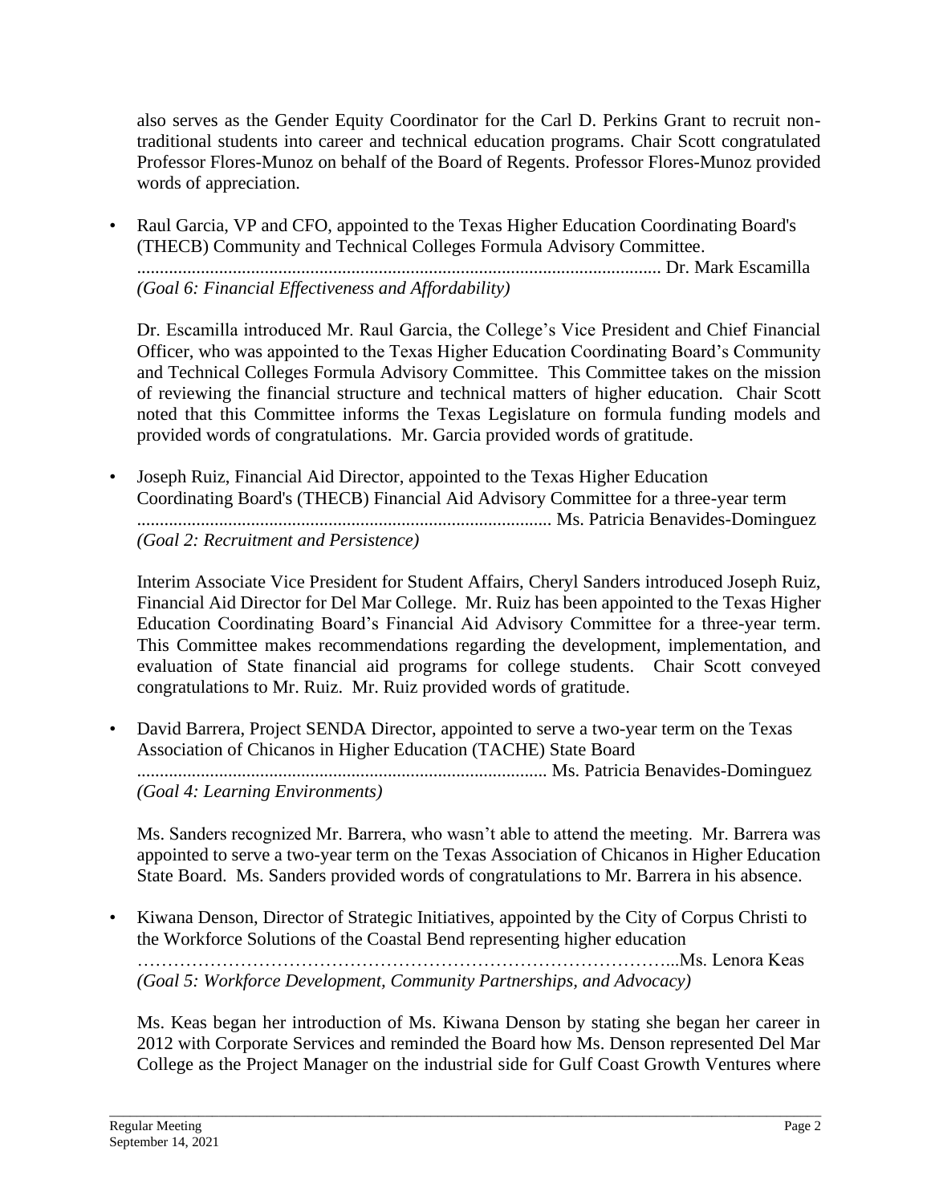also serves as the Gender Equity Coordinator for the Carl D. Perkins Grant to recruit non-traditional students into career and technical education programs. Chair Scott congratulated Professor Flores-Munoz on behalf of the Board of Regents. Professor Flores-Munoz provided words of appreciation.

- Raul Garcia, VP and CFO, appointed to the Texas Higher Education Coordinating Board's (THECB) Community and Technical Colleges Formula Advisory Committee. .................................................................................................................. Dr. Mark Escamilla
  *(Goal 6: Financial Effectiveness and Affordability)*

  Dr. Escamilla introduced Mr. Raul Garcia, the College's Vice President and Chief Financial Officer, who was appointed to the Texas Higher Education Coordinating Board's Community and Technical Colleges Formula Advisory Committee. This Committee takes on the mission of reviewing the financial structure and technical matters of higher education. Chair Scott noted that this Committee informs the Texas Legislature on formula funding models and provided words of congratulations. Mr. Garcia provided words of gratitude.

- Joseph Ruiz, Financial Aid Director, appointed to the Texas Higher Education Coordinating Board's (THECB) Financial Aid Advisory Committee for a three-year term .......................................................................................... Ms. Patricia Benavides-Dominguez
  *(Goal 2: Recruitment and Persistence)*

  Interim Associate Vice President for Student Affairs, Cheryl Sanders introduced Joseph Ruiz, Financial Aid Director for Del Mar College. Mr. Ruiz has been appointed to the Texas Higher Education Coordinating Board's Financial Aid Advisory Committee for a three-year term. This Committee makes recommendations regarding the development, implementation, and evaluation of State financial aid programs for college students. Chair Scott conveyed congratulations to Mr. Ruiz. Mr. Ruiz provided words of gratitude.

- David Barrera, Project SENDA Director, appointed to serve a two-year term on the Texas Association of Chicanos in Higher Education (TACHE) State Board .......................................................................................... Ms. Patricia Benavides-Dominguez
  *(Goal 4: Learning Environments)*

  Ms. Sanders recognized Mr. Barrera, who wasn't able to attend the meeting. Mr. Barrera was appointed to serve a two-year term on the Texas Association of Chicanos in Higher Education State Board. Ms. Sanders provided words of congratulations to Mr. Barrera in his absence.

- Kiwana Denson, Director of Strategic Initiatives, appointed by the City of Corpus Christi to the Workforce Solutions of the Coastal Bend representing higher education ……………………………………………………………………………...Ms. Lenora Keas
  *(Goal 5: Workforce Development, Community Partnerships, and Advocacy)*

  Ms. Keas began her introduction of Ms. Kiwana Denson by stating she began her career in 2012 with Corporate Services and reminded the Board how Ms. Denson represented Del Mar College as the Project Manager on the industrial side for Gulf Coast Growth Ventures where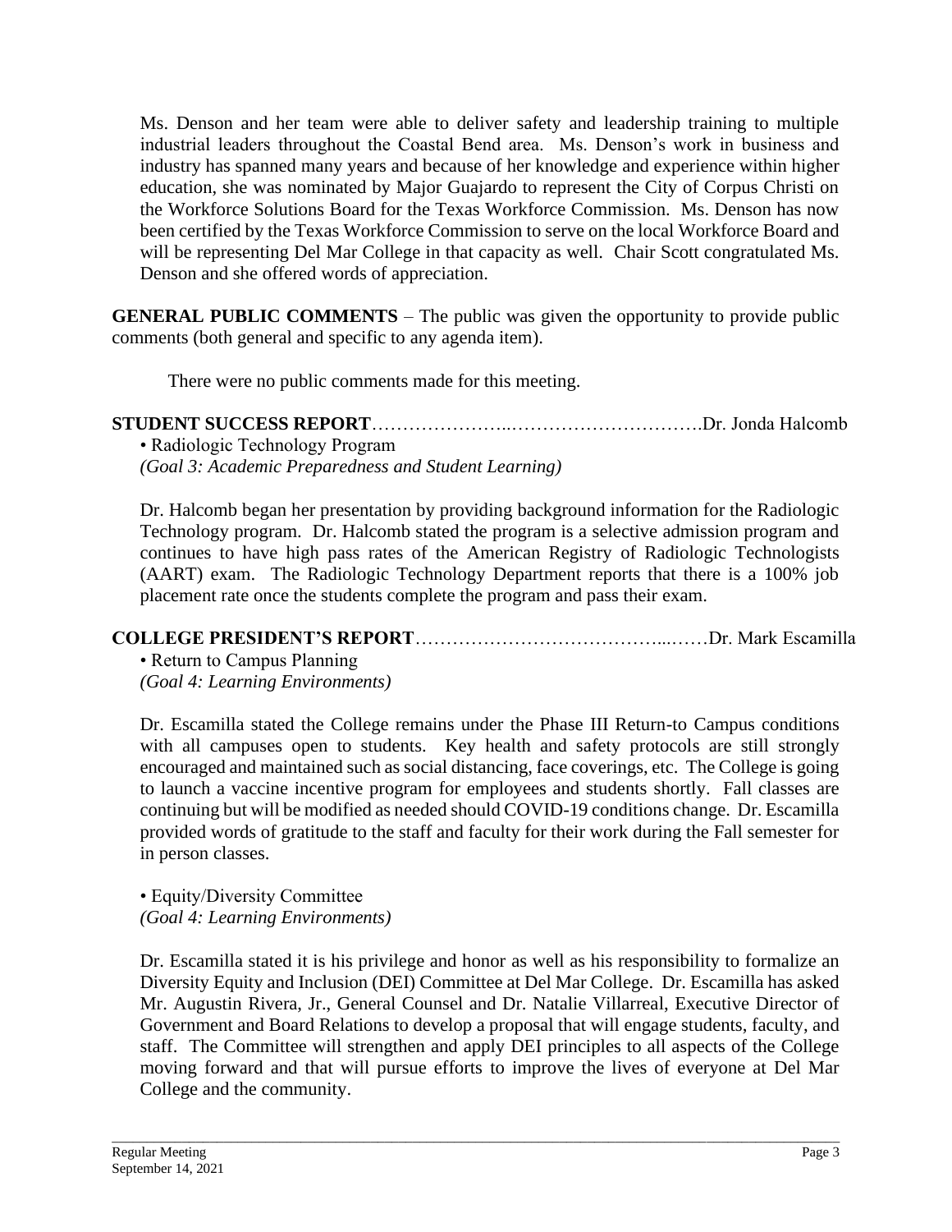Ms. Denson and her team were able to deliver safety and leadership training to multiple industrial leaders throughout the Coastal Bend area. Ms. Denson's work in business and industry has spanned many years and because of her knowledge and experience within higher education, she was nominated by Major Guajardo to represent the City of Corpus Christi on the Workforce Solutions Board for the Texas Workforce Commission. Ms. Denson has now been certified by the Texas Workforce Commission to serve on the local Workforce Board and will be representing Del Mar College in that capacity as well. Chair Scott congratulated Ms. Denson and she offered words of appreciation.

**GENERAL PUBLIC COMMENTS** – The public was given the opportunity to provide public comments (both general and specific to any agenda item).

There were no public comments made for this meeting.

**STUDENT SUCCESS REPORT**…………………..………………………….Dr. Jonda Halcomb

• Radiologic Technology Program
*(Goal 3: Academic Preparedness and Student Learning)*

Dr. Halcomb began her presentation by providing background information for the Radiologic Technology program. Dr. Halcomb stated the program is a selective admission program and continues to have high pass rates of the American Registry of Radiologic Technologists (AART) exam. The Radiologic Technology Department reports that there is a 100% job placement rate once the students complete the program and pass their exam.

**COLLEGE PRESIDENT'S REPORT**………………………………...……Dr. Mark Escamilla

• Return to Campus Planning
*(Goal 4: Learning Environments)*

Dr. Escamilla stated the College remains under the Phase III Return-to Campus conditions with all campuses open to students. Key health and safety protocols are still strongly encouraged and maintained such as social distancing, face coverings, etc. The College is going to launch a vaccine incentive program for employees and students shortly. Fall classes are continuing but will be modified as needed should COVID-19 conditions change. Dr. Escamilla provided words of gratitude to the staff and faculty for their work during the Fall semester for in person classes.

• Equity/Diversity Committee
*(Goal 4: Learning Environments)*

Dr. Escamilla stated it is his privilege and honor as well as his responsibility to formalize an Diversity Equity and Inclusion (DEI) Committee at Del Mar College. Dr. Escamilla has asked Mr. Augustin Rivera, Jr., General Counsel and Dr. Natalie Villarreal, Executive Director of Government and Board Relations to develop a proposal that will engage students, faculty, and staff. The Committee will strengthen and apply DEI principles to all aspects of the College moving forward and that will pursue efforts to improve the lives of everyone at Del Mar College and the community.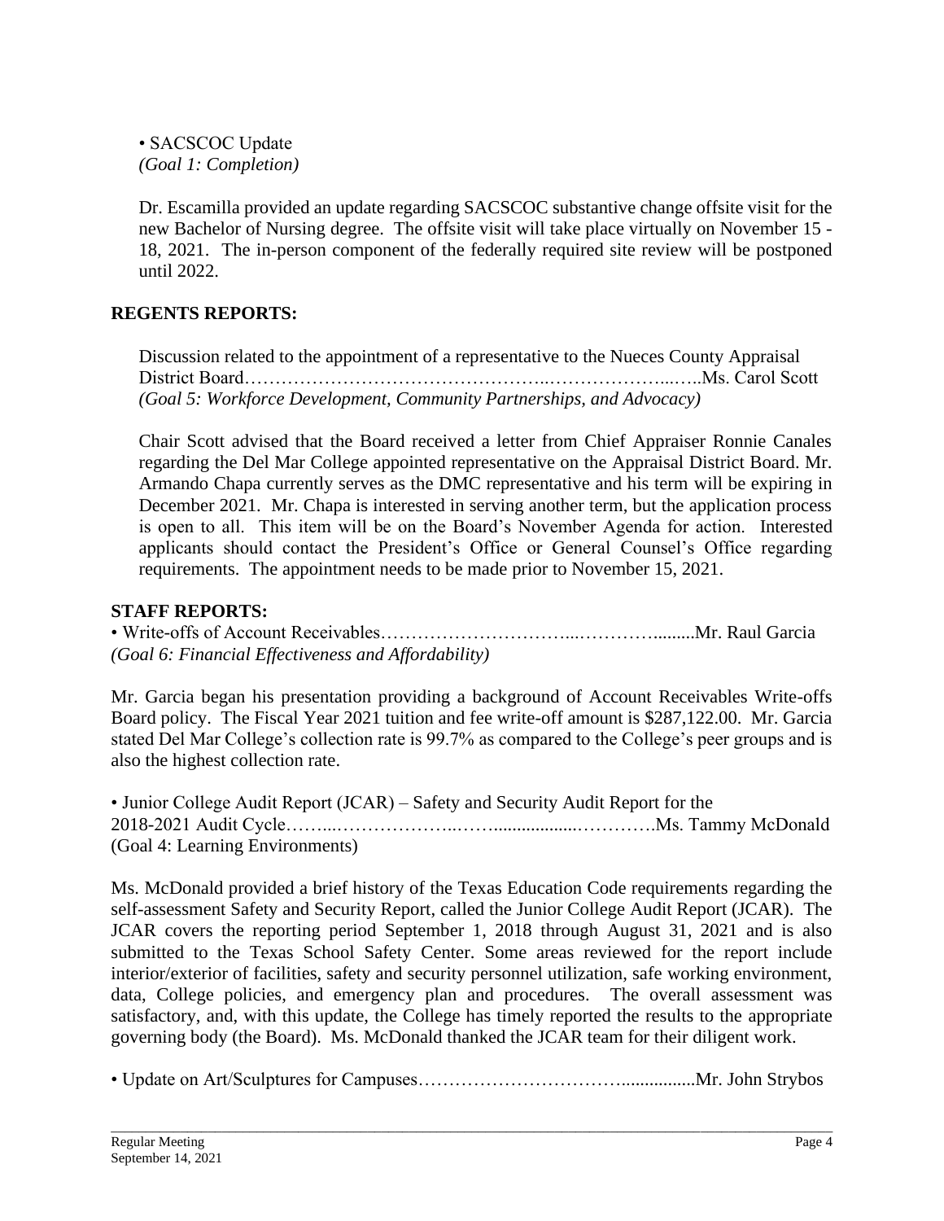• SACSCOC Update
*(Goal 1: Completion)*

Dr. Escamilla provided an update regarding SACSCOC substantive change offsite visit for the new Bachelor of Nursing degree. The offsite visit will take place virtually on November 15 - 18, 2021. The in-person component of the federally required site review will be postponed until 2022.

## REGENTS REPORTS:

Discussion related to the appointment of a representative to the Nueces County Appraisal District Board………………………………………..………………...…..Ms. Carol Scott
*(Goal 5: Workforce Development, Community Partnerships, and Advocacy)*

Chair Scott advised that the Board received a letter from Chief Appraiser Ronnie Canales regarding the Del Mar College appointed representative on the Appraisal District Board. Mr. Armando Chapa currently serves as the DMC representative and his term will be expiring in December 2021. Mr. Chapa is interested in serving another term, but the application process is open to all. This item will be on the Board's November Agenda for action. Interested applicants should contact the President's Office or General Counsel's Office regarding requirements. The appointment needs to be made prior to November 15, 2021.

## STAFF REPORTS:

• Write-offs of Account Receivables…………………………...…………........Mr. Raul Garcia
*(Goal 6: Financial Effectiveness and Affordability)*

Mr. Garcia began his presentation providing a background of Account Receivables Write-offs Board policy. The Fiscal Year 2021 tuition and fee write-off amount is $287,122.00. Mr. Garcia stated Del Mar College's collection rate is 99.7% as compared to the College's peer groups and is also the highest collection rate.

• Junior College Audit Report (JCAR) – Safety and Security Audit Report for the 2018-2021 Audit Cycle……..………………..……................…………Ms. Tammy McDonald
(Goal 4: Learning Environments)

Ms. McDonald provided a brief history of the Texas Education Code requirements regarding the self-assessment Safety and Security Report, called the Junior College Audit Report (JCAR). The JCAR covers the reporting period September 1, 2018 through August 31, 2021 and is also submitted to the Texas School Safety Center. Some areas reviewed for the report include interior/exterior of facilities, safety and security personnel utilization, safe working environment, data, College policies, and emergency plan and procedures. The overall assessment was satisfactory, and, with this update, the College has timely reported the results to the appropriate governing body (the Board). Ms. McDonald thanked the JCAR team for their diligent work.

• Update on Art/Sculptures for Campuses…………………………................Mr. John Strybos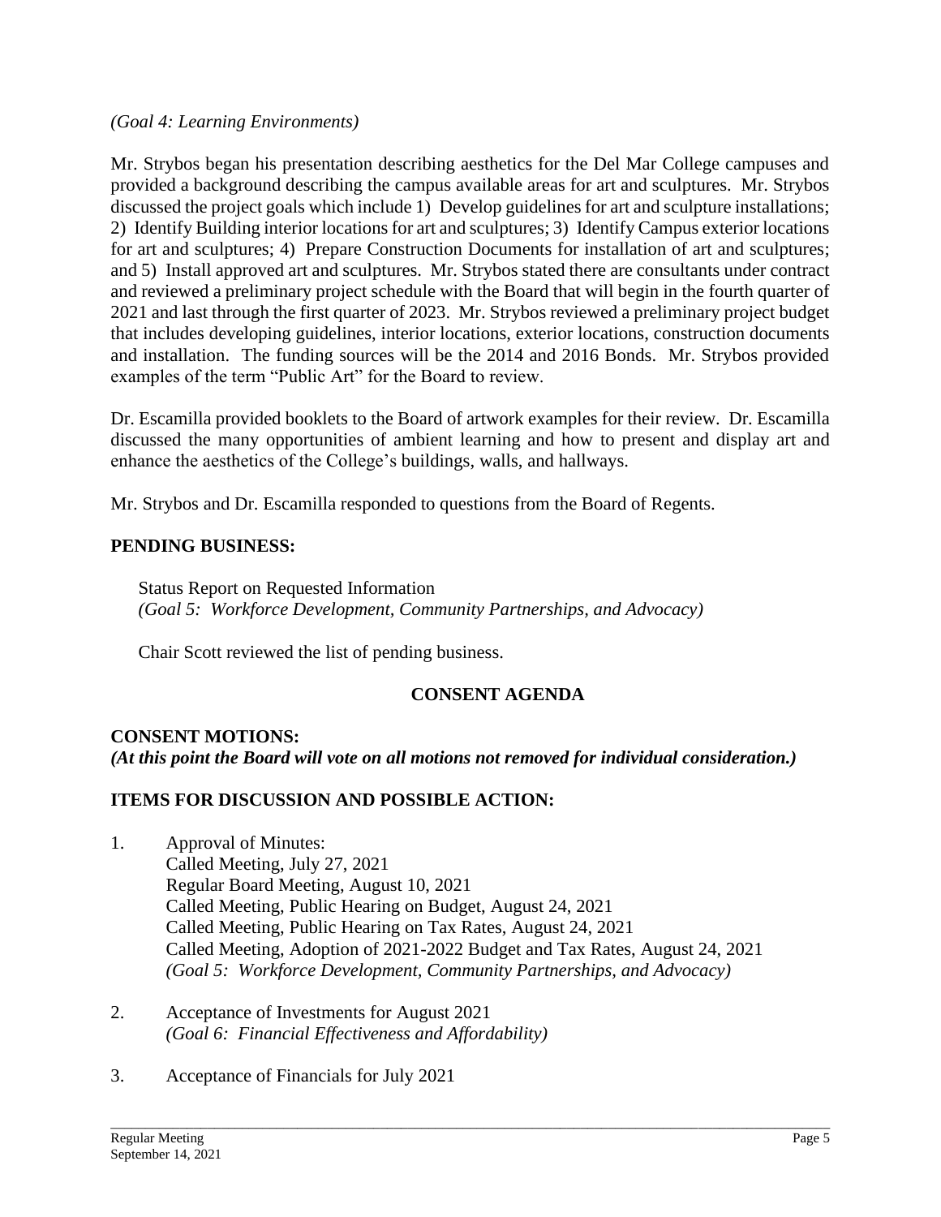*(Goal 4: Learning Environments)*

Mr. Strybos began his presentation describing aesthetics for the Del Mar College campuses and provided a background describing the campus available areas for art and sculptures. Mr. Strybos discussed the project goals which include 1) Develop guidelines for art and sculpture installations; 2) Identify Building interior locations for art and sculptures; 3) Identify Campus exterior locations for art and sculptures; 4) Prepare Construction Documents for installation of art and sculptures; and 5) Install approved art and sculptures. Mr. Strybos stated there are consultants under contract and reviewed a preliminary project schedule with the Board that will begin in the fourth quarter of 2021 and last through the first quarter of 2023. Mr. Strybos reviewed a preliminary project budget that includes developing guidelines, interior locations, exterior locations, construction documents and installation. The funding sources will be the 2014 and 2016 Bonds. Mr. Strybos provided examples of the term "Public Art" for the Board to review.

Dr. Escamilla provided booklets to the Board of artwork examples for their review. Dr. Escamilla discussed the many opportunities of ambient learning and how to present and display art and enhance the aesthetics of the College's buildings, walls, and hallways.

Mr. Strybos and Dr. Escamilla responded to questions from the Board of Regents.

## PENDING BUSINESS:

Status Report on Requested Information
*(Goal 5: Workforce Development, Community Partnerships, and Advocacy)*

Chair Scott reviewed the list of pending business.

## CONSENT AGENDA

## CONSENT MOTIONS:

***(At this point the Board will vote on all motions not removed for individual consideration.)***

## ITEMS FOR DISCUSSION AND POSSIBLE ACTION:

1. Approval of Minutes:
   Called Meeting, July 27, 2021
   Regular Board Meeting, August 10, 2021
   Called Meeting, Public Hearing on Budget, August 24, 2021
   Called Meeting, Public Hearing on Tax Rates, August 24, 2021
   Called Meeting, Adoption of 2021-2022 Budget and Tax Rates, August 24, 2021
   *(Goal 5: Workforce Development, Community Partnerships, and Advocacy)*

2. Acceptance of Investments for August 2021
   *(Goal 6: Financial Effectiveness and Affordability)*

3. Acceptance of Financials for July 2021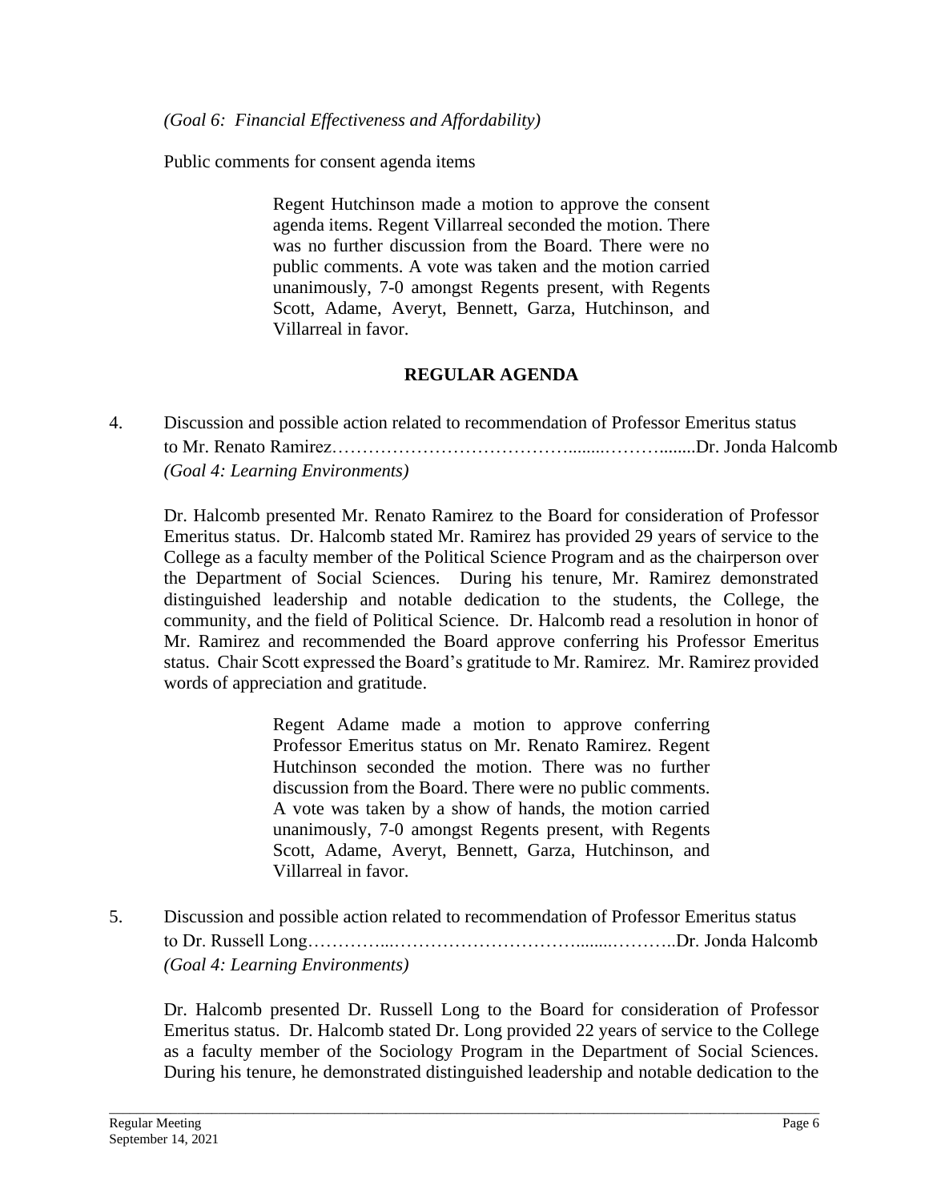*(Goal 6: Financial Effectiveness and Affordability)*

Public comments for consent agenda items

> Regent Hutchinson made a motion to approve the consent agenda items. Regent Villarreal seconded the motion. There was no further discussion from the Board. There were no public comments. A vote was taken and the motion carried unanimously, 7-0 amongst Regents present, with Regents Scott, Adame, Averyt, Bennett, Garza, Hutchinson, and Villarreal in favor.

## REGULAR AGENDA

4. Discussion and possible action related to recommendation of Professor Emeritus status to Mr. Renato Ramirez……………………………………........……….......Dr. Jonda Halcomb
*(Goal 4: Learning Environments)*

Dr. Halcomb presented Mr. Renato Ramirez to the Board for consideration of Professor Emeritus status. Dr. Halcomb stated Mr. Ramirez has provided 29 years of service to the College as a faculty member of the Political Science Program and as the chairperson over the Department of Social Sciences. During his tenure, Mr. Ramirez demonstrated distinguished leadership and notable dedication to the students, the College, the community, and the field of Political Science. Dr. Halcomb read a resolution in honor of Mr. Ramirez and recommended the Board approve conferring his Professor Emeritus status. Chair Scott expressed the Board's gratitude to Mr. Ramirez. Mr. Ramirez provided words of appreciation and gratitude.

> Regent Adame made a motion to approve conferring Professor Emeritus status on Mr. Renato Ramirez. Regent Hutchinson seconded the motion. There was no further discussion from the Board. There were no public comments. A vote was taken by a show of hands, the motion carried unanimously, 7-0 amongst Regents present, with Regents Scott, Adame, Averyt, Bennett, Garza, Hutchinson, and Villarreal in favor.

5. Discussion and possible action related to recommendation of Professor Emeritus status to Dr. Russell Long…………...………………………….......………..Dr. Jonda Halcomb
*(Goal 4: Learning Environments)*

Dr. Halcomb presented Dr. Russell Long to the Board for consideration of Professor Emeritus status. Dr. Halcomb stated Dr. Long provided 22 years of service to the College as a faculty member of the Sociology Program in the Department of Social Sciences. During his tenure, he demonstrated distinguished leadership and notable dedication to the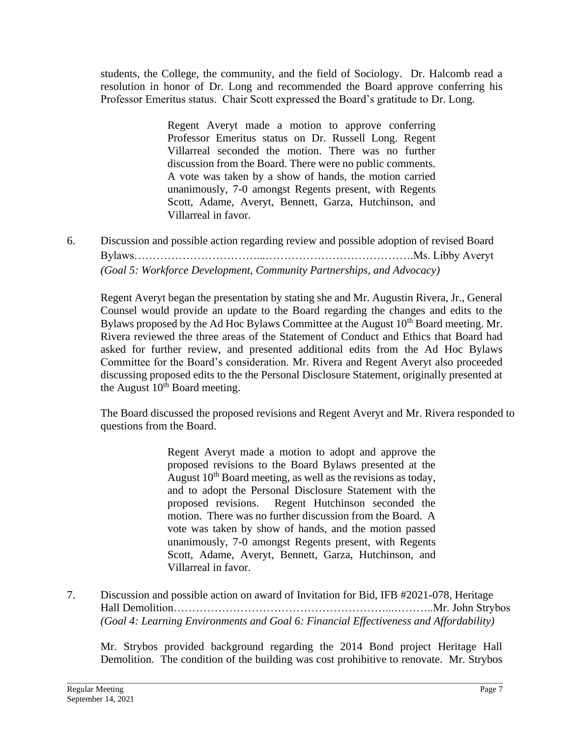students, the College, the community, and the field of Sociology. Dr. Halcomb read a resolution in honor of Dr. Long and recommended the Board approve conferring his Professor Emeritus status. Chair Scott expressed the Board's gratitude to Dr. Long.

> Regent Averyt made a motion to approve conferring Professor Emeritus status on Dr. Russell Long. Regent Villarreal seconded the motion. There was no further discussion from the Board. There were no public comments. A vote was taken by a show of hands, the motion carried unanimously, 7-0 amongst Regents present, with Regents Scott, Adame, Averyt, Bennett, Garza, Hutchinson, and Villarreal in favor.

6. Discussion and possible action regarding review and possible adoption of revised Board Bylaws……………………………...………………………………….Ms. Libby Averyt
*(Goal 5: Workforce Development, Community Partnerships, and Advocacy)*

Regent Averyt began the presentation by stating she and Mr. Augustin Rivera, Jr., General Counsel would provide an update to the Board regarding the changes and edits to the Bylaws proposed by the Ad Hoc Bylaws Committee at the August 10th Board meeting. Mr. Rivera reviewed the three areas of the Statement of Conduct and Ethics that Board had asked for further review, and presented additional edits from the Ad Hoc Bylaws Committee for the Board's consideration. Mr. Rivera and Regent Averyt also proceeded discussing proposed edits to the the Personal Disclosure Statement, originally presented at the August 10th Board meeting.

The Board discussed the proposed revisions and Regent Averyt and Mr. Rivera responded to questions from the Board.

> Regent Averyt made a motion to adopt and approve the proposed revisions to the Board Bylaws presented at the August 10th Board meeting, as well as the revisions as today, and to adopt the Personal Disclosure Statement with the proposed revisions. Regent Hutchinson seconded the motion. There was no further discussion from the Board. A vote was taken by show of hands, and the motion passed unanimously, 7-0 amongst Regents present, with Regents Scott, Adame, Averyt, Bennett, Garza, Hutchinson, and Villarreal in favor.

7. Discussion and possible action on award of Invitation for Bid, IFB #2021-078, Heritage Hall Demolition…………………………………………………...………..Mr. John Strybos
*(Goal 4: Learning Environments and Goal 6: Financial Effectiveness and Affordability)*

Mr. Strybos provided background regarding the 2014 Bond project Heritage Hall Demolition. The condition of the building was cost prohibitive to renovate. Mr. Strybos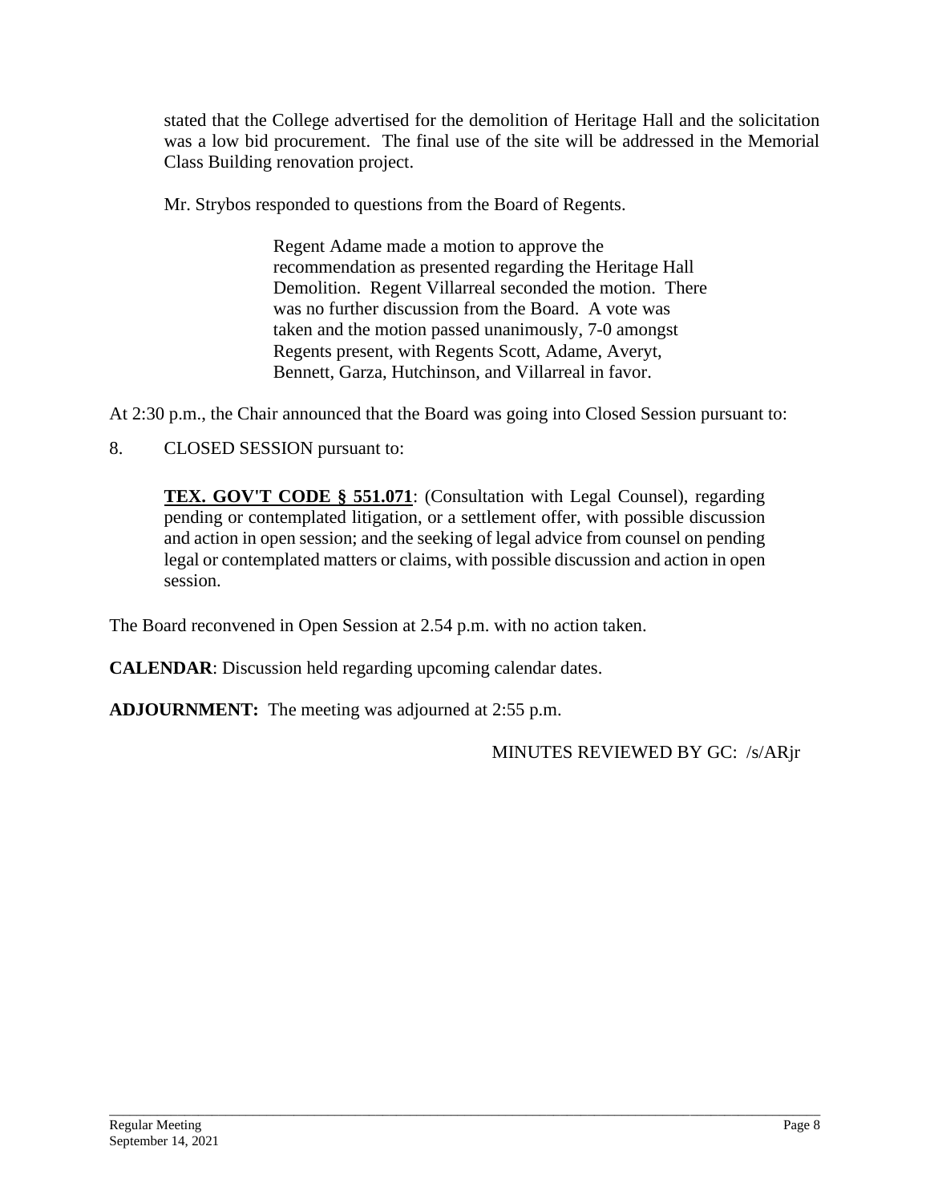stated that the College advertised for the demolition of Heritage Hall and the solicitation was a low bid procurement. The final use of the site will be addressed in the Memorial Class Building renovation project.

Mr. Strybos responded to questions from the Board of Regents.

> Regent Adame made a motion to approve the recommendation as presented regarding the Heritage Hall Demolition. Regent Villarreal seconded the motion. There was no further discussion from the Board. A vote was taken and the motion passed unanimously, 7-0 amongst Regents present, with Regents Scott, Adame, Averyt, Bennett, Garza, Hutchinson, and Villarreal in favor.

At 2:30 p.m., the Chair announced that the Board was going into Closed Session pursuant to:

8. CLOSED SESSION pursuant to:

   **TEX. GOV'T CODE § 551.071**: (Consultation with Legal Counsel), regarding pending or contemplated litigation, or a settlement offer, with possible discussion and action in open session; and the seeking of legal advice from counsel on pending legal or contemplated matters or claims, with possible discussion and action in open session.

The Board reconvened in Open Session at 2.54 p.m. with no action taken.

**CALENDAR**: Discussion held regarding upcoming calendar dates.

**ADJOURNMENT:** The meeting was adjourned at 2:55 p.m.

MINUTES REVIEWED BY GC: /s/ARjr